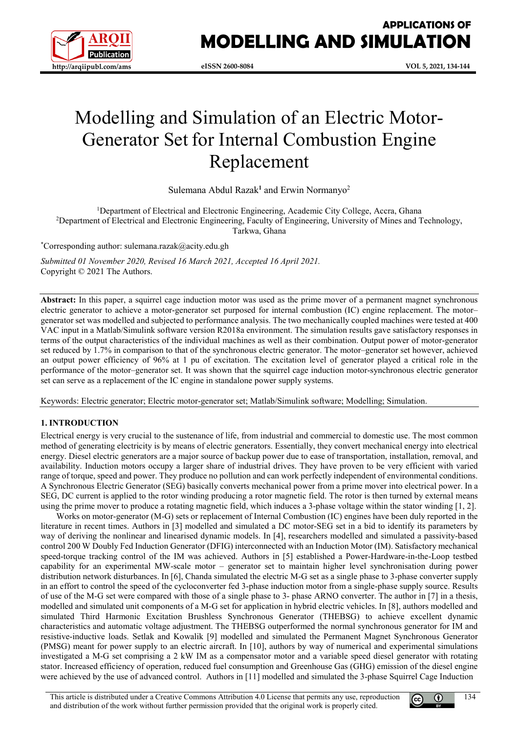# Modelling and Simulation of an Electric Motor-Generator Set for Internal Combustion Engine Replacement

Sulemana Abdul Razak[1] and Erwin Normanyo[2]

[1]Department of Electrical and Electronic Engineering, Academic City College, Accra, Ghana
[2]Department of Electrical and Electronic Engineering, Faculty of Engineering, University of Mines and Technology, Tarkwa, Ghana

*Corresponding author: sulemana.razak@acity.edu.gh

*Submitted 01 November 2020, Revised 16 March 2021, Accepted 16 April 2021.*
Copyright © 2021 The Authors.

**Abstract:** In this paper, a squirrel cage induction motor was used as the prime mover of a permanent magnet synchronous electric generator to achieve a motor-generator set purposed for internal combustion (IC) engine replacement. The motor–generator set was modelled and subjected to performance analysis. The two mechanically coupled machines were tested at 400 VAC input in a Matlab/Simulink software version R2018a environment. The simulation results gave satisfactory responses in terms of the output characteristics of the individual machines as well as their combination. Output power of motor-generator set reduced by 1.7% in comparison to that of the synchronous electric generator. The motor–generator set however, achieved an output power efficiency of 96% at 1 pu of excitation. The excitation level of generator played a critical role in the performance of the motor–generator set. It was shown that the squirrel cage induction motor-synchronous electric generator set can serve as a replacement of the IC engine in standalone power supply systems.

Keywords: Electric generator; Electric motor-generator set; Matlab/Simulink software; Modelling; Simulation.

## 1. INTRODUCTION

Electrical energy is very crucial to the sustenance of life, from industrial and commercial to domestic use. The most common method of generating electricity is by means of electric generators. Essentially, they convert mechanical energy into electrical energy. Diesel electric generators are a major source of backup power due to ease of transportation, installation, removal, and availability. Induction motors occupy a larger share of industrial drives. They have proven to be very efficient with varied range of torque, speed and power. They produce no pollution and can work perfectly independent of environmental conditions. A Synchronous Electric Generator (SEG) basically converts mechanical power from a prime mover into electrical power. In a SEG, DC current is applied to the rotor winding producing a rotor magnetic field. The rotor is then turned by external means using the prime mover to produce a rotating magnetic field, which induces a 3-phase voltage within the stator winding [1, 2].

Works on motor-generator (M-G) sets or replacement of Internal Combustion (IC) engines have been duly reported in the literature in recent times. Authors in [3] modelled and simulated a DC motor-SEG set in a bid to identify its parameters by way of deriving the nonlinear and linearised dynamic models. In [4], researchers modelled and simulated a passivity-based control 200 W Doubly Fed Induction Generator (DFIG) interconnected with an Induction Motor (IM). Satisfactory mechanical speed-torque tracking control of the IM was achieved. Authors in [5] established a Power-Hardware-in-the-Loop testbed capability for an experimental MW-scale motor – generator set to maintain higher level synchronisation during power distribution network disturbances. In [6], Chanda simulated the electric M-G set as a single phase to 3-phase converter supply in an effort to control the speed of the cycloconverter fed 3-phase induction motor from a single-phase supply source. Results of use of the M-G set were compared with those of a single phase to 3- phase ARNO converter. The author in [7] in a thesis, modelled and simulated unit components of a M-G set for application in hybrid electric vehicles. In [8], authors modelled and simulated Third Harmonic Excitation Brushless Synchronous Generator (THEBSG) to achieve excellent dynamic characteristics and automatic voltage adjustment. The THEBSG outperformed the normal synchronous generator for IM and resistive-inductive loads. Setlak and Kowalik [9] modelled and simulated the Permanent Magnet Synchronous Generator (PMSG) meant for power supply to an electric aircraft. In [10], authors by way of numerical and experimental simulations investigated a M-G set comprising a 2 kW IM as a compensator motor and a variable speed diesel generator with rotating stator. Increased efficiency of operation, reduced fuel consumption and Greenhouse Gas (GHG) emission of the diesel engine were achieved by the use of advanced control. Authors in [11] modelled and simulated the 3-phase Squirrel Cage Induction

This article is distributed under a Creative Commons Attribution 4.0 License that permits any use, reproduction and distribution of the work without further permission provided that the original work is properly cited.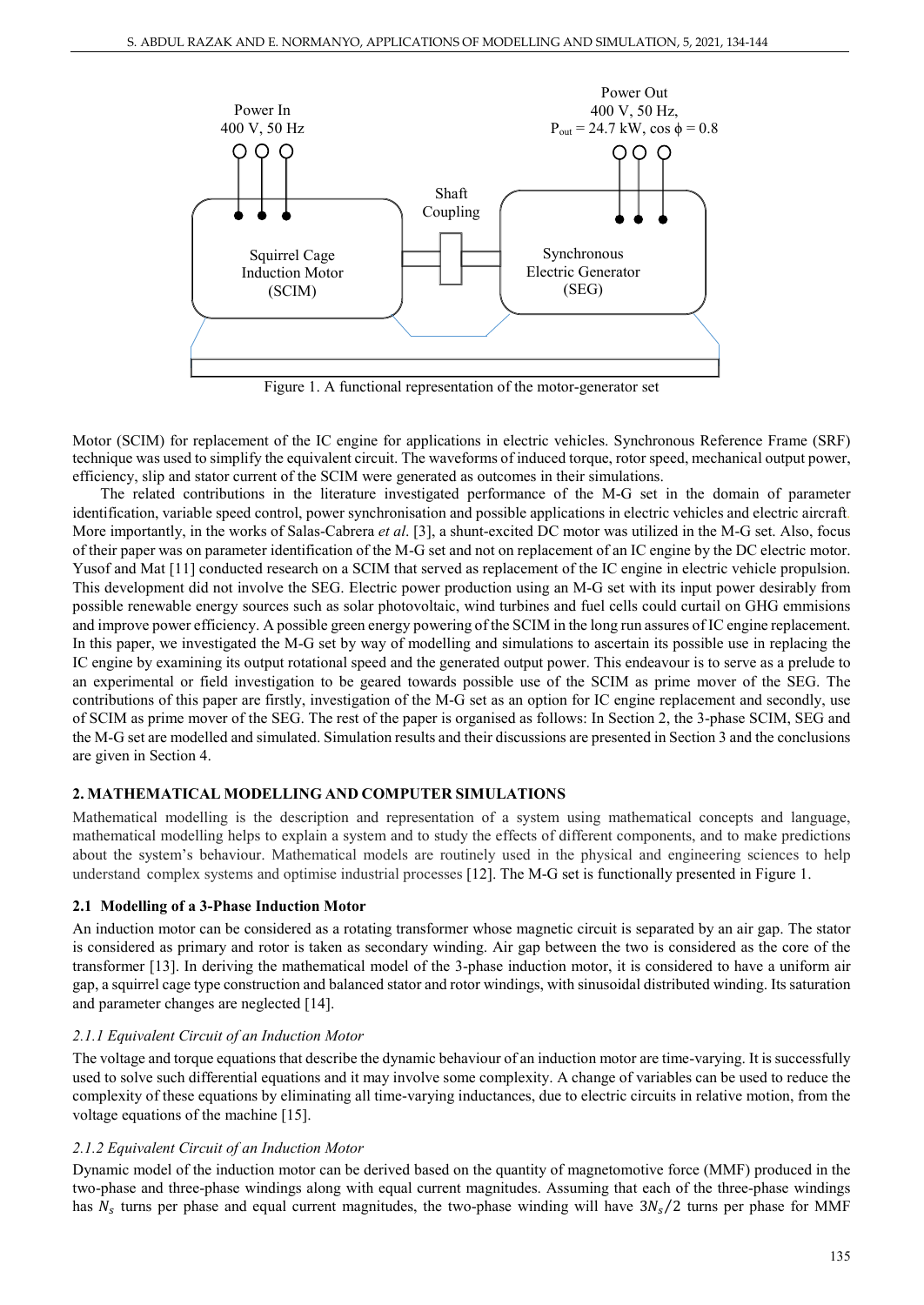Power In
400 V, 50 Hz

Power Out
400 V, 50 Hz,
$P_{out}$ = 24.7 kW, cos ϕ = 0.8

Squirrel Cage Induction Motor (SCIM)

Shaft Coupling

Synchronous Electric Generator (SEG)

Figure 1. A functional representation of the motor-generator set

Motor (SCIM) for replacement of the IC engine for applications in electric vehicles. Synchronous Reference Frame (SRF) technique was used to simplify the equivalent circuit. The waveforms of induced torque, rotor speed, mechanical output power, efficiency, slip and stator current of the SCIM were generated as outcomes in their simulations.

The related contributions in the literature investigated performance of the M-G set in the domain of parameter identification, variable speed control, power synchronisation and possible applications in electric vehicles and electric aircraft. More importantly, in the works of Salas-Cabrera *et al*. [3], a shunt-excited DC motor was utilized in the M-G set. Also, focus of their paper was on parameter identification of the M-G set and not on replacement of an IC engine by the DC electric motor. Yusof and Mat [11] conducted research on a SCIM that served as replacement of the IC engine in electric vehicle propulsion. This development did not involve the SEG. Electric power production using an M-G set with its input power desirably from possible renewable energy sources such as solar photovoltaic, wind turbines and fuel cells could curtail on GHG emmisions and improve power efficiency. A possible green energy powering of the SCIM in the long run assures of IC engine replacement. In this paper, we investigated the M-G set by way of modelling and simulations to ascertain its possible use in replacing the IC engine by examining its output rotational speed and the generated output power. This endeavour is to serve as a prelude to an experimental or field investigation to be geared towards possible use of the SCIM as prime mover of the SEG. The contributions of this paper are firstly, investigation of the M-G set as an option for IC engine replacement and secondly, use of SCIM as prime mover of the SEG. The rest of the paper is organised as follows: In Section 2, the 3-phase SCIM, SEG and the M-G set are modelled and simulated. Simulation results and their discussions are presented in Section 3 and the conclusions are given in Section 4.

## 2. MATHEMATICAL MODELLING AND COMPUTER SIMULATIONS

Mathematical modelling is the description and representation of a system using mathematical concepts and language, mathematical modelling helps to explain a system and to study the effects of different components, and to make predictions about the system's behaviour. Mathematical models are routinely used in the physical and engineering sciences to help understand complex systems and optimise industrial processes [12]. The M-G set is functionally presented in Figure 1.

### 2.1 Modelling of a 3-Phase Induction Motor

An induction motor can be considered as a rotating transformer whose magnetic circuit is separated by an air gap. The stator is considered as primary and rotor is taken as secondary winding. Air gap between the two is considered as the core of the transformer [13]. In deriving the mathematical model of the 3-phase induction motor, it is considered to have a uniform air gap, a squirrel cage type construction and balanced stator and rotor windings, with sinusoidal distributed winding. Its saturation and parameter changes are neglected [14].

#### *2.1.1 Equivalent Circuit of an Induction Motor*

The voltage and torque equations that describe the dynamic behaviour of an induction motor are time-varying. It is successfully used to solve such differential equations and it may involve some complexity. A change of variables can be used to reduce the complexity of these equations by eliminating all time-varying inductances, due to electric circuits in relative motion, from the voltage equations of the machine [15].

#### *2.1.2 Equivalent Circuit of an Induction Motor*

Dynamic model of the induction motor can be derived based on the quantity of magnetomotive force (MMF) produced in the two-phase and three-phase windings along with equal current magnitudes. Assuming that each of the three-phase windings has $N_s$ turns per phase and equal current magnitudes, the two-phase winding will have $3N_s/2$ turns per phase for MMF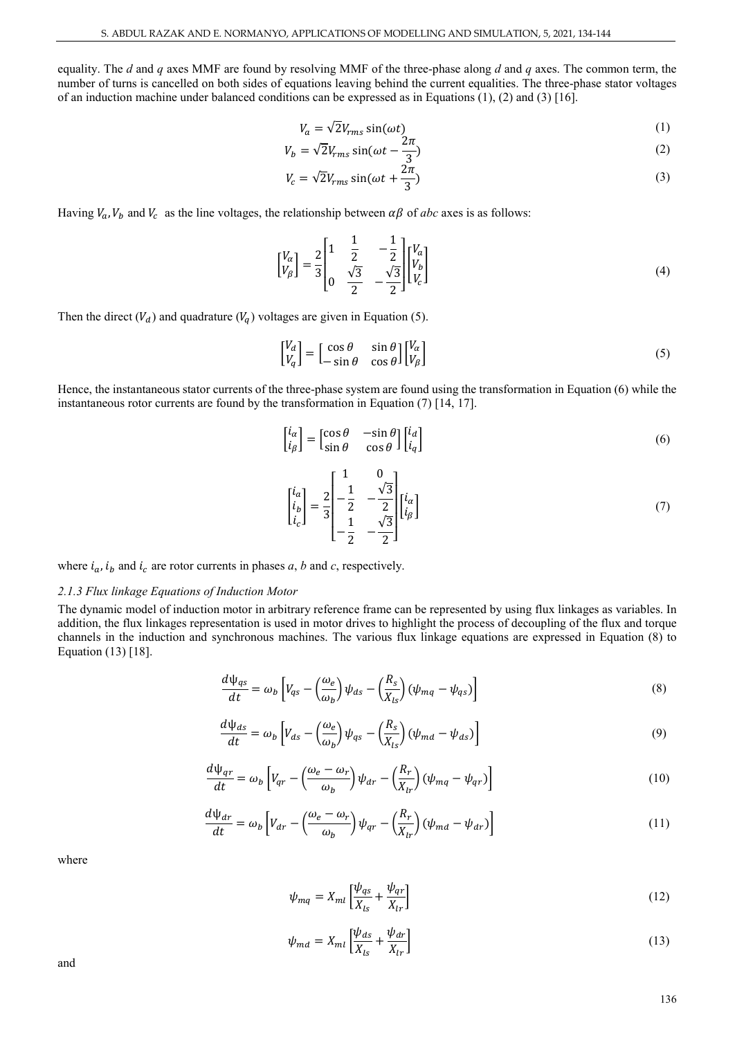equality. The *d* and *q* axes MMF are found by resolving MMF of the three-phase along *d* and *q* axes. The common term, the number of turns is cancelled on both sides of equations leaving behind the current equalities. The three-phase stator voltages of an induction machine under balanced conditions can be expressed as in Equations (1), (2) and (3) [16].

$$V_a = \sqrt{2}V_{rms}\sin(\omega t) \tag{1}$$

$$V_b = \sqrt{2}V_{rms}\sin(\omega t - \frac{2\pi}{3}) \tag{2}$$

$$V_c = \sqrt{2}V_{rms}\sin(\omega t + \frac{2\pi}{3}) \tag{3}$$

Having $V_a, V_b$ and $V_c$ as the line voltages, the relationship between $\alpha\beta$ of *abc* axes is as follows:

$$\begin{bmatrix} V_\alpha \\ V_\beta \end{bmatrix} = \frac{2}{3}\begin{bmatrix} 1 & \frac{1}{2} & -\frac{1}{2} \\ 0 & \frac{\sqrt{3}}{2} & -\frac{\sqrt{3}}{2} \end{bmatrix}\begin{bmatrix} V_a \\ V_b \\ V_c \end{bmatrix} \tag{4}$$

Then the direct ($V_d$) and quadrature ($V_q$) voltages are given in Equation (5).

$$\begin{bmatrix} V_d \\ V_q \end{bmatrix} = \begin{bmatrix} \cos\theta & \sin\theta \\ -\sin\theta & \cos\theta \end{bmatrix}\begin{bmatrix} V_\alpha \\ V_\beta \end{bmatrix} \tag{5}$$

Hence, the instantaneous stator currents of the three-phase system are found using the transformation in Equation (6) while the instantaneous rotor currents are found by the transformation in Equation (7) [14, 17].

$$\begin{bmatrix} i_\alpha \\ i_\beta \end{bmatrix} = \begin{bmatrix} \cos\theta & -\sin\theta \\ \sin\theta & \cos\theta \end{bmatrix}\begin{bmatrix} i_d \\ i_q \end{bmatrix} \tag{6}$$

$$\begin{bmatrix} i_a \\ i_b \\ i_c \end{bmatrix} = \frac{2}{3}\begin{bmatrix} 1 & 0 \\ -\frac{1}{2} & -\frac{\sqrt{3}}{2} \\ -\frac{1}{2} & -\frac{\sqrt{3}}{2} \end{bmatrix}\begin{bmatrix} i_\alpha \\ i_\beta \end{bmatrix} \tag{7}$$

where $i_a$, $i_b$ and $i_c$ are rotor currents in phases *a*, *b* and *c*, respectively.

*2.1.3 Flux linkage Equations of Induction Motor*

The dynamic model of induction motor in arbitrary reference frame can be represented by using flux linkages as variables. In addition, the flux linkages representation is used in motor drives to highlight the process of decoupling of the flux and torque channels in the induction and synchronous machines. The various flux linkage equations are expressed in Equation (8) to Equation (13) [18].

$$\frac{d\psi_{qs}}{dt} = \omega_b\left[V_{qs} - \left(\frac{\omega_e}{\omega_b}\right)\psi_{ds} - \left(\frac{R_s}{X_{ls}}\right)(\psi_{mq} - \psi_{qs})\right] \tag{8}$$

$$\frac{d\psi_{ds}}{dt} = \omega_b\left[V_{ds} - \left(\frac{\omega_e}{\omega_b}\right)\psi_{qs} - \left(\frac{R_s}{X_{ls}}\right)(\psi_{md} - \psi_{ds})\right] \tag{9}$$

$$\frac{d\psi_{qr}}{dt} = \omega_b\left[V_{qr} - \left(\frac{\omega_e - \omega_r}{\omega_b}\right)\psi_{dr} - \left(\frac{R_r}{X_{lr}}\right)(\psi_{mq} - \psi_{qr})\right] \tag{10}$$

$$\frac{d\psi_{dr}}{dt} = \omega_b\left[V_{dr} - \left(\frac{\omega_e - \omega_r}{\omega_b}\right)\psi_{qr} - \left(\frac{R_r}{X_{lr}}\right)(\psi_{md} - \psi_{dr})\right] \tag{11}$$

where

$$\psi_{mq} = X_{ml}\left[\frac{\psi_{qs}}{X_{ls}} + \frac{\psi_{qr}}{X_{lr}}\right] \tag{12}$$

$$\psi_{md} = X_{ml}\left[\frac{\psi_{ds}}{X_{ls}} + \frac{\psi_{dr}}{X_{lr}}\right] \tag{13}$$

and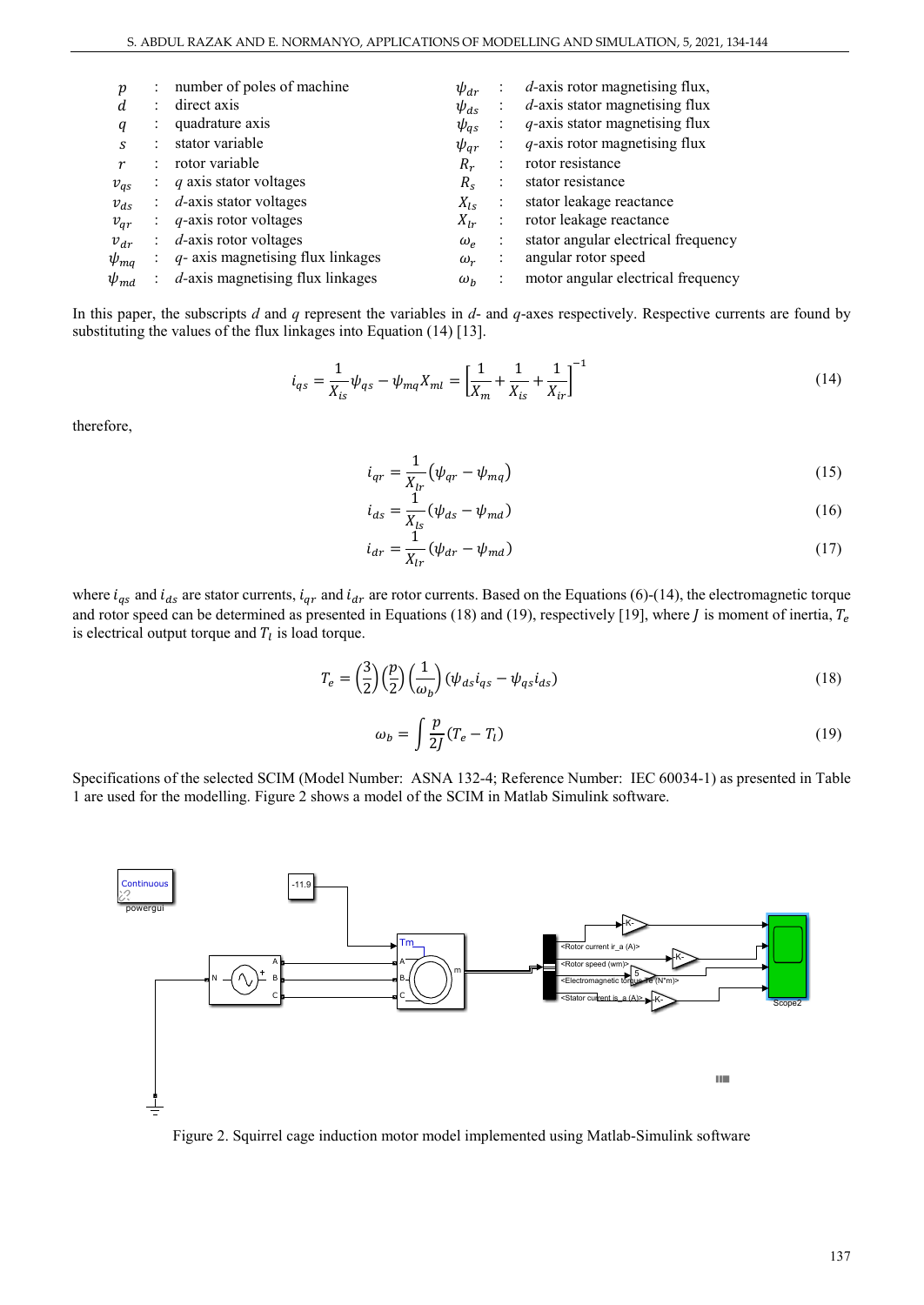| | | | | | |
|---|---|---|---|---|---|
| $p$ | : | number of poles of machine | $\psi_{dr}$ | : | $d$-axis rotor magnetising flux, |
| $d$ | : | direct axis | $\psi_{ds}$ | : | $d$-axis stator magnetising flux |
| $q$ | : | quadrature axis | $\psi_{qs}$ | : | $q$-axis stator magnetising flux |
| $s$ | : | stator variable | $\psi_{qr}$ | : | $q$-axis rotor magnetising flux |
| $r$ | : | rotor variable | $R_r$ | : | rotor resistance |
| $v_{qs}$ | : | $q$ axis stator voltages | $R_s$ | : | stator resistance |
| $v_{ds}$ | : | $d$-axis stator voltages | $X_{ls}$ | : | stator leakage reactance |
| $v_{qr}$ | : | $q$-axis rotor voltages | $X_{lr}$ | : | rotor leakage reactance |
| $v_{dr}$ | : | $d$-axis rotor voltages | $\omega_e$ | : | stator angular electrical frequency |
| $\psi_{mq}$ | : | $q$- axis magnetising flux linkages | $\omega_r$ | : | angular rotor speed |
| $\psi_{md}$ | : | $d$-axis magnetising flux linkages | $\omega_b$ | : | motor angular electrical frequency |

In this paper, the subscripts $d$ and $q$ represent the variables in $d$- and $q$-axes respectively. Respective currents are found by substituting the values of the flux linkages into Equation (14) [13].

$$i_{qs} = \frac{1}{X_{is}}\psi_{qs} - \psi_{mq}X_{ml} = \left[\frac{1}{X_m} + \frac{1}{X_{is}} + \frac{1}{X_{ir}}\right]^{-1} \tag{14}$$

therefore,

$$i_{qr} = \frac{1}{X_{lr}}(\psi_{qr} - \psi_{mq}) \tag{15}$$

$$i_{ds} = \frac{1}{X_{ls}}(\psi_{ds} - \psi_{md}) \tag{16}$$

$$i_{dr} = \frac{1}{X_{lr}}(\psi_{dr} - \psi_{md}) \tag{17}$$

where $i_{qs}$ and $i_{ds}$ are stator currents, $i_{qr}$ and $i_{dr}$ are rotor currents. Based on the Equations (6)-(14), the electromagnetic torque and rotor speed can be determined as presented in Equations (18) and (19), respectively [19], where $J$ is moment of inertia, $T_e$ is electrical output torque and $T_l$ is load torque.

$$T_e = \left(\frac{3}{2}\right)\left(\frac{p}{2}\right)\left(\frac{1}{\omega_b}\right)(\psi_{ds}i_{qs} - \psi_{qs}i_{ds}) \tag{18}$$

$$\omega_b = \int \frac{p}{2J}(T_e - T_l) \tag{19}$$

Specifications of the selected SCIM (Model Number: ASNA 132-4; Reference Number: IEC 60034-1) as presented in Table 1 are used for the modelling. Figure 2 shows a model of the SCIM in Matlab Simulink software.

Figure 2. Squirrel cage induction motor model implemented using Matlab-Simulink software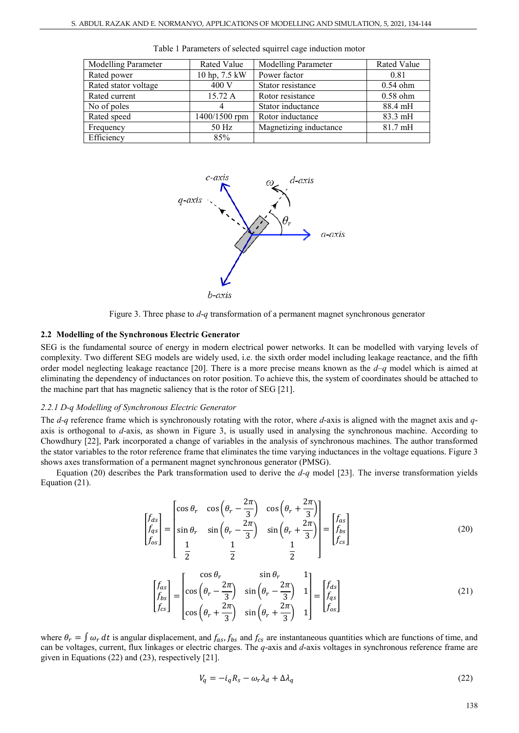Table 1 Parameters of selected squirrel cage induction motor

| Modelling Parameter | Rated Value | Modelling Parameter | Rated Value |
|---|---|---|---|
| Rated power | 10 hp, 7.5 kW | Power factor | 0.81 |
| Rated stator voltage | 400 V | Stator resistance | 0.54 ohm |
| Rated current | 15.72 A | Rotor resistance | 0.58 ohm |
| No of poles | 4 | Stator inductance | 88.4 mH |
| Rated speed | 1400/1500 rpm | Rotor inductance | 83.3 mH |
| Frequency | 50 Hz | Magnetizing inductance | 81.7 mH |
| Efficiency | 85% | | |

Figure 3. Three phase to *d-q* transformation of a permanent magnet synchronous generator

## 2.2 Modelling of the Synchronous Electric Generator

SEG is the fundamental source of energy in modern electrical power networks. It can be modelled with varying levels of complexity. Two different SEG models are widely used, i.e. the sixth order model including leakage reactance, and the fifth order model neglecting leakage reactance [20]. There is a more precise means known as the *d–q* model which is aimed at eliminating the dependency of inductances on rotor position. To achieve this, the system of coordinates should be attached to the machine part that has magnetic saliency that is the rotor of SEG [21].

### 2.2.1 D-q Modelling of Synchronous Electric Generator

The *d-q* reference frame which is synchronously rotating with the rotor, where *d*-axis is aligned with the magnet axis and *q*-axis is orthogonal to *d*-axis, as shown in Figure 3, is usually used in analysing the synchronous machine. According to Chowdhury [22], Park incorporated a change of variables in the analysis of synchronous machines. The author transformed the stator variables to the rotor reference frame that eliminates the time varying inductances in the voltage equations. Figure 3 shows axes transformation of a permanent magnet synchronous generator (PMSG).

Equation (20) describes the Park transformation used to derive the *d-q* model [23]. The inverse transformation yields Equation (21).

$$\begin{bmatrix} f_{ds} \\ f_{qs} \\ f_{os} \end{bmatrix} = \begin{bmatrix} \cos\theta_r & \cos\left(\theta_r - \frac{2\pi}{3}\right) & \cos\left(\theta_r + \frac{2\pi}{3}\right) \\ \sin\theta_r & \sin\left(\theta_r - \frac{2\pi}{3}\right) & \sin\left(\theta_r + \frac{2\pi}{3}\right) \\ \frac{1}{2} & \frac{1}{2} & \frac{1}{2} \end{bmatrix} = \begin{bmatrix} f_{as} \\ f_{bs} \\ f_{cs} \end{bmatrix} \tag{20}$$

$$\begin{bmatrix} f_{as} \\ f_{bs} \\ f_{cs} \end{bmatrix} = \begin{bmatrix} \cos\theta_r & \sin\theta_r & 1 \\ \cos\left(\theta_r - \frac{2\pi}{3}\right) & \sin\left(\theta_r - \frac{2\pi}{3}\right) & 1 \\ \cos\left(\theta_r + \frac{2\pi}{3}\right) & \sin\left(\theta_r + \frac{2\pi}{3}\right) & 1 \end{bmatrix} = \begin{bmatrix} f_{ds} \\ f_{qs} \\ f_{os} \end{bmatrix} \tag{21}$$

where $\theta_r = \int \omega_r \, dt$ is angular displacement, and $f_{as}, f_{bs}$ and $f_{cs}$ are instantaneous quantities which are functions of time, and can be voltages, current, flux linkages or electric charges. The *q*-axis and *d*-axis voltages in synchronous reference frame are given in Equations (22) and (23), respectively [21].

$$V_q = -i_q R_s - \omega_r \lambda_d + \Delta\lambda_q \tag{22}$$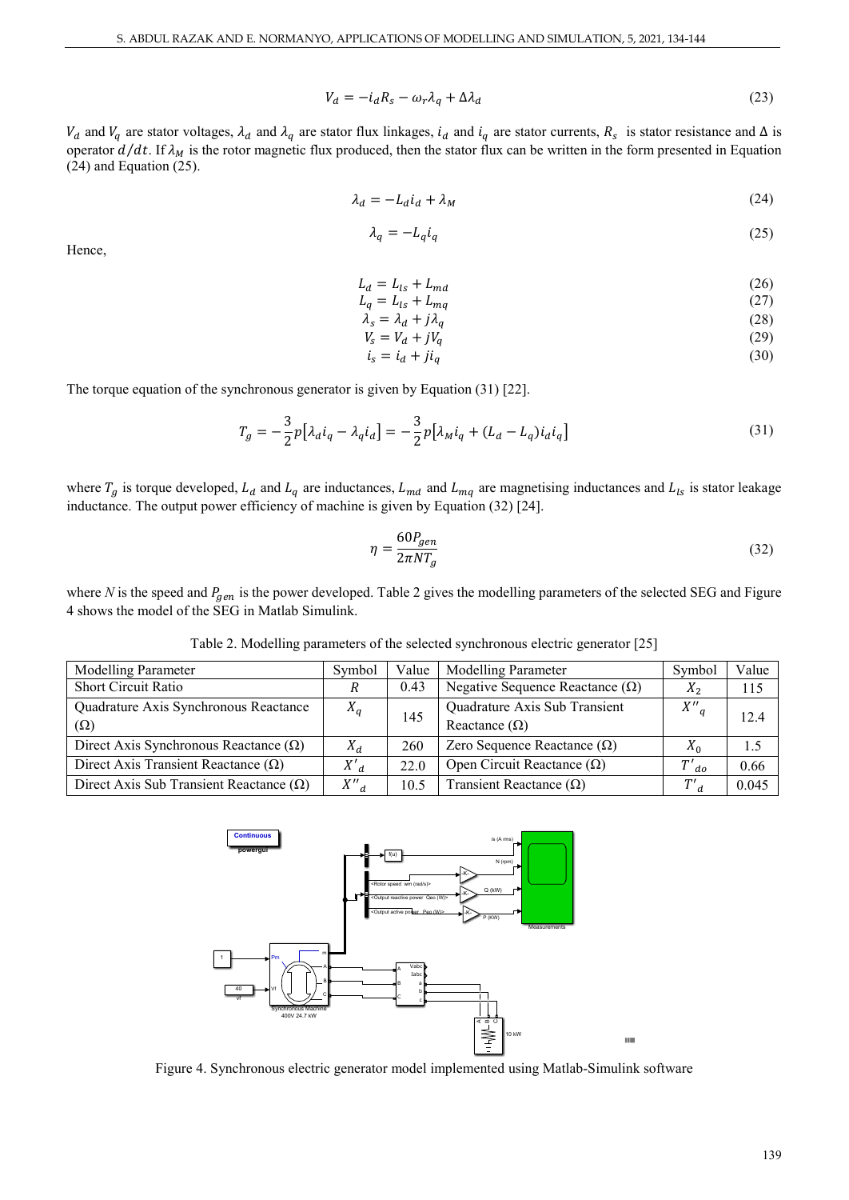$$V_d = -i_d R_s - \omega_r \lambda_q + \Delta\lambda_d \tag{23}$$

$V_d$ and $V_q$ are stator voltages, $\lambda_d$ and $\lambda_q$ are stator flux linkages, $i_d$ and $i_q$ are stator currents, $R_s$ is stator resistance and $\Delta$ is operator $d/dt$. If $\lambda_M$ is the rotor magnetic flux produced, then the stator flux can be written in the form presented in Equation (24) and Equation (25).

$$\lambda_d = -L_d i_d + \lambda_M \tag{24}$$

$$\lambda_q = -L_q i_q \tag{25}$$

Hence,

$$L_d = L_{ls} + L_{md} \tag{26}$$

$$L_q = L_{ls} + L_{mq} \tag{27}$$

$$\lambda_s = \lambda_d + j\lambda_q \tag{28}$$

$$V_s = V_d + jV_q \tag{29}$$

$$i_s = i_d + ji_q \tag{30}$$

The torque equation of the synchronous generator is given by Equation (31) [22].

$$T_g = -\frac{3}{2}p\left[\lambda_d i_q - \lambda_q i_d\right] = -\frac{3}{2}p\left[\lambda_M i_q + (L_d - L_q)i_d i_q\right] \tag{31}$$

where $T_g$ is torque developed, $L_d$ and $L_q$ are inductances, $L_{md}$ and $L_{mq}$ are magnetising inductances and $L_{ls}$ is stator leakage inductance. The output power efficiency of machine is given by Equation (32) [24].

$$\eta = \frac{60P_{gen}}{2\pi N T_g} \tag{32}$$

where $N$ is the speed and $P_{gen}$ is the power developed. Table 2 gives the modelling parameters of the selected SEG and Figure 4 shows the model of the SEG in Matlab Simulink.

Table 2. Modelling parameters of the selected synchronous electric generator [25]

| Modelling Parameter | Symbol | Value | Modelling Parameter | Symbol | Value |
|---|---|---|---|---|---|
| Short Circuit Ratio | $R$ | 0.43 | Negative Sequence Reactance (Ω) | $X_2$ | 115 |
| Quadrature Axis Synchronous Reactance (Ω) | $X_q$ | 145 | Quadrature Axis Sub Transient Reactance (Ω) | $X''_q$ | 12.4 |
| Direct Axis Synchronous Reactance (Ω) | $X_d$ | 260 | Zero Sequence Reactance (Ω) | $X_0$ | 1.5 |
| Direct Axis Transient Reactance (Ω) | $X'_d$ | 22.0 | Open Circuit Reactance (Ω) | $T'_{do}$ | 0.66 |
| Direct Axis Sub Transient Reactance (Ω) | $X''_d$ | 10.5 | Transient Reactance (Ω) | $T'_d$ | 0.045 |

Figure 4. Synchronous electric generator model implemented using Matlab-Simulink software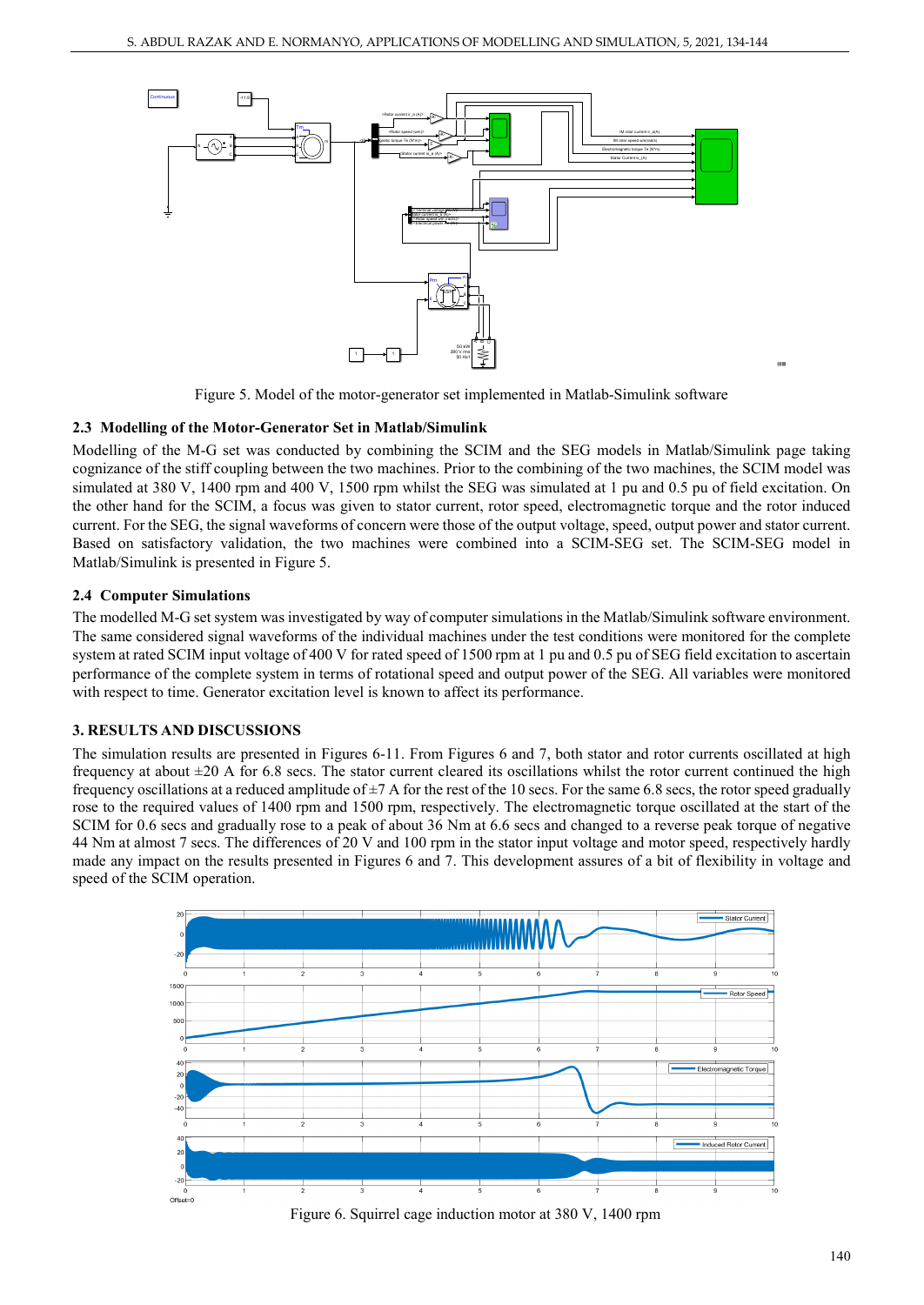Figure 5. Model of the motor-generator set implemented in Matlab-Simulink software

### 2.3 Modelling of the Motor-Generator Set in Matlab/Simulink

Modelling of the M-G set was conducted by combining the SCIM and the SEG models in Matlab/Simulink page taking cognizance of the stiff coupling between the two machines. Prior to the combining of the two machines, the SCIM model was simulated at 380 V, 1400 rpm and 400 V, 1500 rpm whilst the SEG was simulated at 1 pu and 0.5 pu of field excitation. On the other hand for the SCIM, a focus was given to stator current, rotor speed, electromagnetic torque and the rotor induced current. For the SEG, the signal waveforms of concern were those of the output voltage, speed, output power and stator current. Based on satisfactory validation, the two machines were combined into a SCIM-SEG set. The SCIM-SEG model in Matlab/Simulink is presented in Figure 5.

### 2.4 Computer Simulations

The modelled M-G set system was investigated by way of computer simulations in the Matlab/Simulink software environment. The same considered signal waveforms of the individual machines under the test conditions were monitored for the complete system at rated SCIM input voltage of 400 V for rated speed of 1500 rpm at 1 pu and 0.5 pu of SEG field excitation to ascertain performance of the complete system in terms of rotational speed and output power of the SEG. All variables were monitored with respect to time. Generator excitation level is known to affect its performance.

## 3. RESULTS AND DISCUSSIONS

The simulation results are presented in Figures 6-11. From Figures 6 and 7, both stator and rotor currents oscillated at high frequency at about ±20 A for 6.8 secs. The stator current cleared its oscillations whilst the rotor current continued the high frequency oscillations at a reduced amplitude of ±7 A for the rest of the 10 secs. For the same 6.8 secs, the rotor speed gradually rose to the required values of 1400 rpm and 1500 rpm, respectively. The electromagnetic torque oscillated at the start of the SCIM for 0.6 secs and gradually rose to a peak of about 36 Nm at 6.6 secs and changed to a reverse peak torque of negative 44 Nm at almost 7 secs. The differences of 20 V and 100 rpm in the stator input voltage and motor speed, respectively hardly made any impact on the results presented in Figures 6 and 7. This development assures of a bit of flexibility in voltage and speed of the SCIM operation.

Figure 6. Squirrel cage induction motor at 380 V, 1400 rpm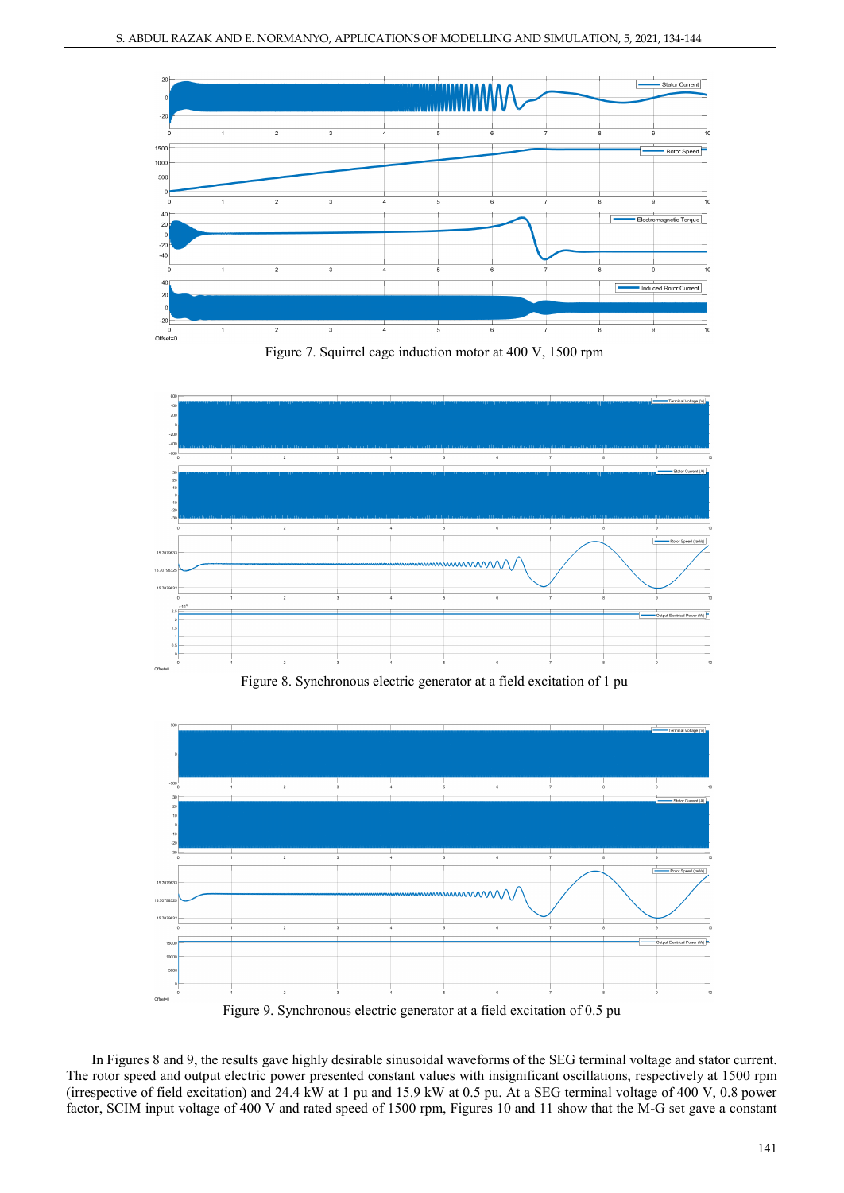Figure 7. Squirrel cage induction motor at 400 V, 1500 rpm

Figure 8. Synchronous electric generator at a field excitation of 1 pu

Figure 9. Synchronous electric generator at a field excitation of 0.5 pu

In Figures 8 and 9, the results gave highly desirable sinusoidal waveforms of the SEG terminal voltage and stator current. The rotor speed and output electric power presented constant values with insignificant oscillations, respectively at 1500 rpm (irrespective of field excitation) and 24.4 kW at 1 pu and 15.9 kW at 0.5 pu. At a SEG terminal voltage of 400 V, 0.8 power factor, SCIM input voltage of 400 V and rated speed of 1500 rpm, Figures 10 and 11 show that the M-G set gave a constant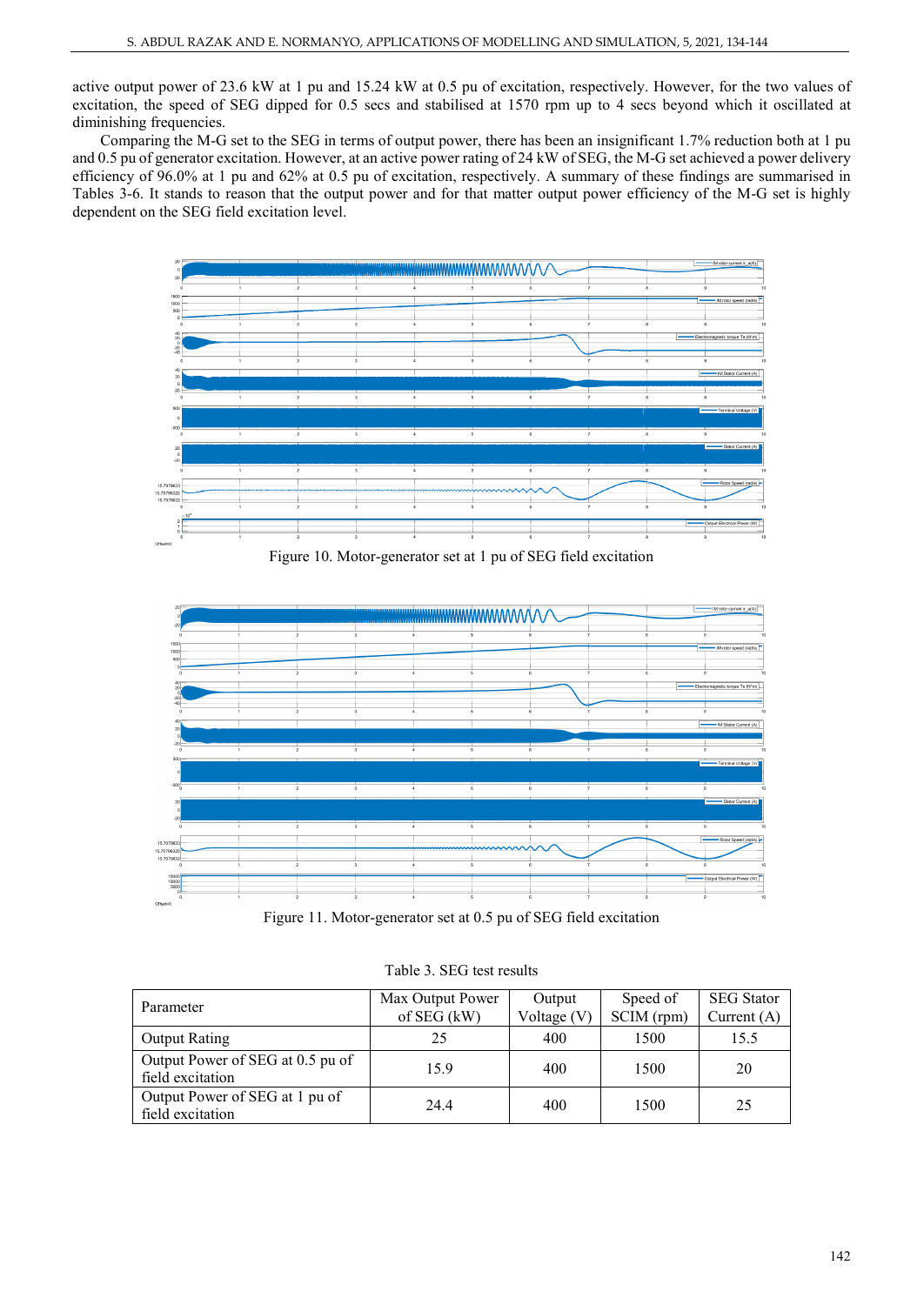active output power of 23.6 kW at 1 pu and 15.24 kW at 0.5 pu of excitation, respectively. However, for the two values of excitation, the speed of SEG dipped for 0.5 secs and stabilised at 1570 rpm up to 4 secs beyond which it oscillated at diminishing frequencies.

Comparing the M-G set to the SEG in terms of output power, there has been an insignificant 1.7% reduction both at 1 pu and 0.5 pu of generator excitation. However, at an active power rating of 24 kW of SEG, the M-G set achieved a power delivery efficiency of 96.0% at 1 pu and 62% at 0.5 pu of excitation, respectively. A summary of these findings are summarised in Tables 3-6. It stands to reason that the output power and for that matter output power efficiency of the M-G set is highly dependent on the SEG field excitation level.

Figure 10. Motor-generator set at 1 pu of SEG field excitation

Figure 11. Motor-generator set at 0.5 pu of SEG field excitation

Table 3. SEG test results

| Parameter | Max Output Power of SEG (kW) | Output Voltage (V) | Speed of SCIM (rpm) | SEG Stator Current (A) |
|---|---|---|---|---|
| Output Rating | 25 | 400 | 1500 | 15.5 |
| Output Power of SEG at 0.5 pu of field excitation | 15.9 | 400 | 1500 | 20 |
| Output Power of SEG at 1 pu of field excitation | 24.4 | 400 | 1500 | 25 |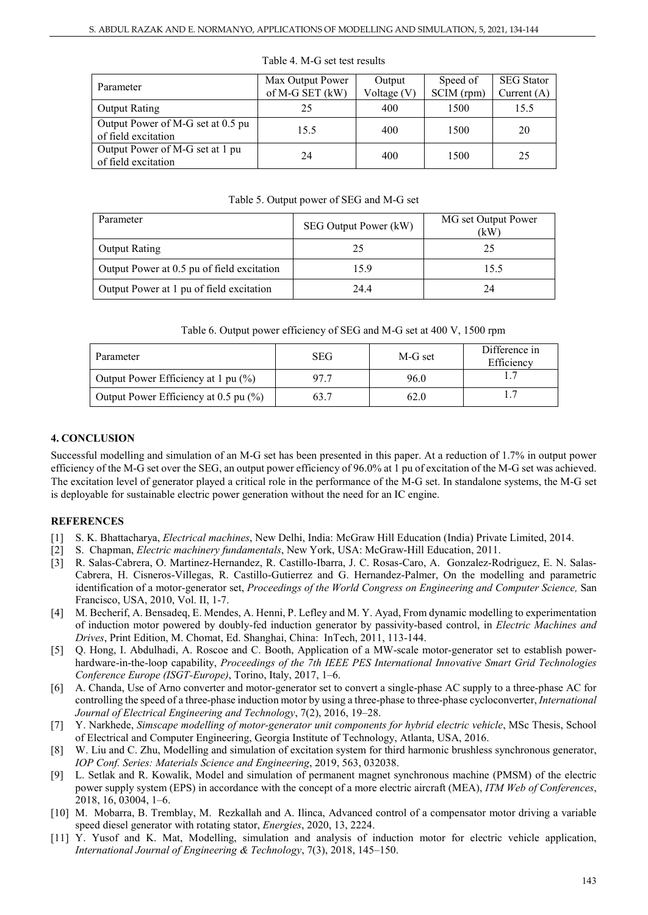Table 4. M-G set test results

| Parameter | Max Output Power of M-G SET (kW) | Output Voltage (V) | Speed of SCIM (rpm) | SEG Stator Current (A) |
|---|---|---|---|---|
| Output Rating | 25 | 400 | 1500 | 15.5 |
| Output Power of M-G set at 0.5 pu of field excitation | 15.5 | 400 | 1500 | 20 |
| Output Power of M-G set at 1 pu of field excitation | 24 | 400 | 1500 | 25 |

Table 5. Output power of SEG and M-G set

| Parameter | SEG Output Power (kW) | MG set Output Power (kW) |
|---|---|---|
| Output Rating | 25 | 25 |
| Output Power at 0.5 pu of field excitation | 15.9 | 15.5 |
| Output Power at 1 pu of field excitation | 24.4 | 24 |

Table 6. Output power efficiency of SEG and M-G set at 400 V, 1500 rpm

| Parameter | SEG | M-G set | Difference in Efficiency |
|---|---|---|---|
| Output Power Efficiency at 1 pu (%) | 97.7 | 96.0 | 1.7 |
| Output Power Efficiency at 0.5 pu (%) | 63.7 | 62.0 | 1.7 |

## 4. CONCLUSION

Successful modelling and simulation of an M-G set has been presented in this paper. At a reduction of 1.7% in output power efficiency of the M-G set over the SEG, an output power efficiency of 96.0% at 1 pu of excitation of the M-G set was achieved. The excitation level of generator played a critical role in the performance of the M-G set. In standalone systems, the M-G set is deployable for sustainable electric power generation without the need for an IC engine.

## REFERENCES

[1] S. K. Bhattacharya, *Electrical machines*, New Delhi, India: McGraw Hill Education (India) Private Limited, 2014.

[2] S. Chapman, *Electric machinery fundamentals*, New York, USA: McGraw-Hill Education, 2011.

[3] R. Salas-Cabrera, O. Martinez-Hernandez, R. Castillo-Ibarra, J. C. Rosas-Caro, A. Gonzalez-Rodriguez, E. N. Salas-Cabrera, H. Cisneros-Villegas, R. Castillo-Gutierrez and G. Hernandez-Palmer, On the modelling and parametric identification of a motor-generator set, *Proceedings of the World Congress on Engineering and Computer Science,* San Francisco, USA, 2010, Vol. II, 1-7.

[4] M. Becherif, A. Bensadeq, E. Mendes, A. Henni, P. Lefley and M. Y. Ayad, From dynamic modelling to experimentation of induction motor powered by doubly-fed induction generator by passivity-based control, in *Electric Machines and Drives*, Print Edition, M. Chomat, Ed. Shanghai, China: InTech, 2011, 113-144.

[5] Q. Hong, I. Abdulhadi, A. Roscoe and C. Booth, Application of a MW-scale motor-generator set to establish power-hardware-in-the-loop capability, *Proceedings of the 7th IEEE PES International Innovative Smart Grid Technologies Conference Europe (ISGT-Europe)*, Torino, Italy, 2017, 1–6.

[6] A. Chanda, Use of Arno converter and motor-generator set to convert a single-phase AC supply to a three-phase AC for controlling the speed of a three-phase induction motor by using a three-phase to three-phase cycloconverter, *International Journal of Electrical Engineering and Technology*, 7(2), 2016, 19–28.

[7] Y. Narkhede, *Simscape modelling of motor-generator unit components for hybrid electric vehicle*, MSc Thesis, School of Electrical and Computer Engineering, Georgia Institute of Technology, Atlanta, USA, 2016.

[8] W. Liu and C. Zhu, Modelling and simulation of excitation system for third harmonic brushless synchronous generator, *IOP Conf. Series: Materials Science and Engineering*, 2019, 563, 032038.

[9] L. Setlak and R. Kowalik, Model and simulation of permanent magnet synchronous machine (PMSM) of the electric power supply system (EPS) in accordance with the concept of a more electric aircraft (MEA), *ITM Web of Conferences*, 2018, 16, 03004, 1–6.

[10] M. Mobarra, B. Tremblay, M. Rezkallah and A. Ilinca, Advanced control of a compensator motor driving a variable speed diesel generator with rotating stator, *Energies*, 2020, 13, 2224.

[11] Y. Yusof and K. Mat, Modelling, simulation and analysis of induction motor for electric vehicle application, *International Journal of Engineering & Technology*, 7(3), 2018, 145–150.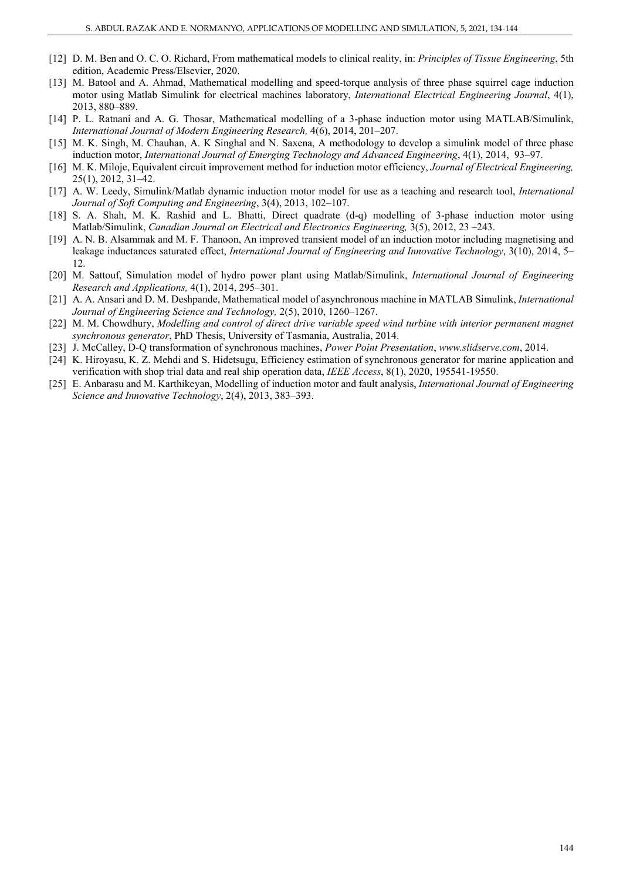[12] D. M. Ben and O. C. O. Richard, From mathematical models to clinical reality, in: *Principles of Tissue Engineering*, 5th edition, Academic Press/Elsevier, 2020.

[13] M. Batool and A. Ahmad, Mathematical modelling and speed-torque analysis of three phase squirrel cage induction motor using Matlab Simulink for electrical machines laboratory, *International Electrical Engineering Journal*, 4(1), 2013, 880–889.

[14] P. L. Ratnani and A. G. Thosar, Mathematical modelling of a 3-phase induction motor using MATLAB/Simulink, *International Journal of Modern Engineering Research,* 4(6), 2014, 201–207.

[15] M. K. Singh, M. Chauhan, A. K Singhal and N. Saxena, A methodology to develop a simulink model of three phase induction motor, *International Journal of Emerging Technology and Advanced Engineering*, 4(1), 2014, 93–97.

[16] M. K. Miloje, Equivalent circuit improvement method for induction motor efficiency, *Journal of Electrical Engineering,* 25(1), 2012, 31–42.

[17] A. W. Leedy, Simulink/Matlab dynamic induction motor model for use as a teaching and research tool, *International Journal of Soft Computing and Engineering*, 3(4), 2013, 102–107.

[18] S. A. Shah, M. K. Rashid and L. Bhatti, Direct quadrate (d-q) modelling of 3-phase induction motor using Matlab/Simulink, *Canadian Journal on Electrical and Electronics Engineering,* 3(5), 2012, 23 –243.

[19] A. N. B. Alsammak and M. F. Thanoon, An improved transient model of an induction motor including magnetising and leakage inductances saturated effect, *International Journal of Engineering and Innovative Technology*, 3(10), 2014, 5–12.

[20] M. Sattouf, Simulation model of hydro power plant using Matlab/Simulink, *International Journal of Engineering Research and Applications,* 4(1), 2014, 295–301.

[21] A. A. Ansari and D. M. Deshpande, Mathematical model of asynchronous machine in MATLAB Simulink, *International Journal of Engineering Science and Technology,* 2(5), 2010, 1260–1267.

[22] M. M. Chowdhury, *Modelling and control of direct drive variable speed wind turbine with interior permanent magnet synchronous generator*, PhD Thesis, University of Tasmania, Australia, 2014.

[23] J. McCalley, D-Q transformation of synchronous machines, *Power Point Presentation*, *www.slidserve.com*, 2014.

[24] K. Hiroyasu, K. Z. Mehdi and S. Hidetsugu, Efficiency estimation of synchronous generator for marine application and verification with shop trial data and real ship operation data, *IEEE Access*, 8(1), 2020, 195541-19550.

[25] E. Anbarasu and M. Karthikeyan, Modelling of induction motor and fault analysis, *International Journal of Engineering Science and Innovative Technology*, 2(4), 2013, 383–393.